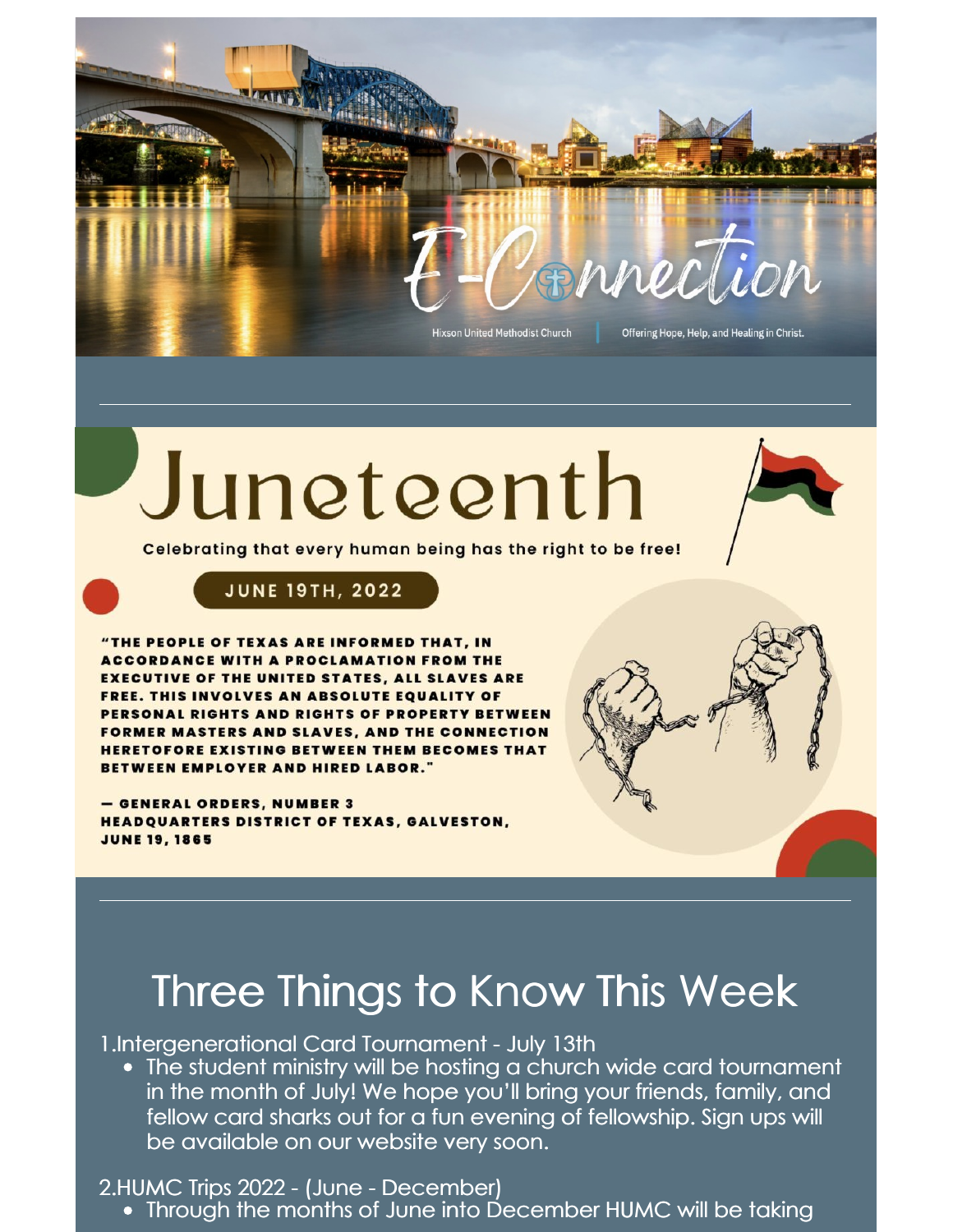# E-Connection

Hixson United Methodist Church | Offering Hope, Help, and Healing in Christ.

---

# Juneteenth

Celebrating that every human being has the right to be free!

**JUNE 19TH, 2022**

**"THE PEOPLE OF TEXAS ARE INFORMED THAT, IN ACCORDANCE WITH A PROCLAMATION FROM THE EXECUTIVE OF THE UNITED STATES, ALL SLAVES ARE FREE. THIS INVOLVES AN ABSOLUTE EQUALITY OF PERSONAL RIGHTS AND RIGHTS OF PROPERTY BETWEEN FORMER MASTERS AND SLAVES, AND THE CONNECTION HERETOFORE EXISTING BETWEEN THEM BECOMES THAT BETWEEN EMPLOYER AND HIRED LABOR."**

**— GENERAL ORDERS, NUMBER 3**
**HEADQUARTERS DISTRICT OF TEXAS, GALVESTON, JUNE 19, 1865**

---

## Three Things to Know This Week

1. Intergenerational Card Tournament - July 13th
   - The student ministry will be hosting a church wide card tournament in the month of July! We hope you'll bring your friends, family, and fellow card sharks out for a fun evening of fellowship. Sign ups will be available on our website very soon.

2. HUMC Trips 2022 - (June - December)
   - Through the months of June into December HUMC will be taking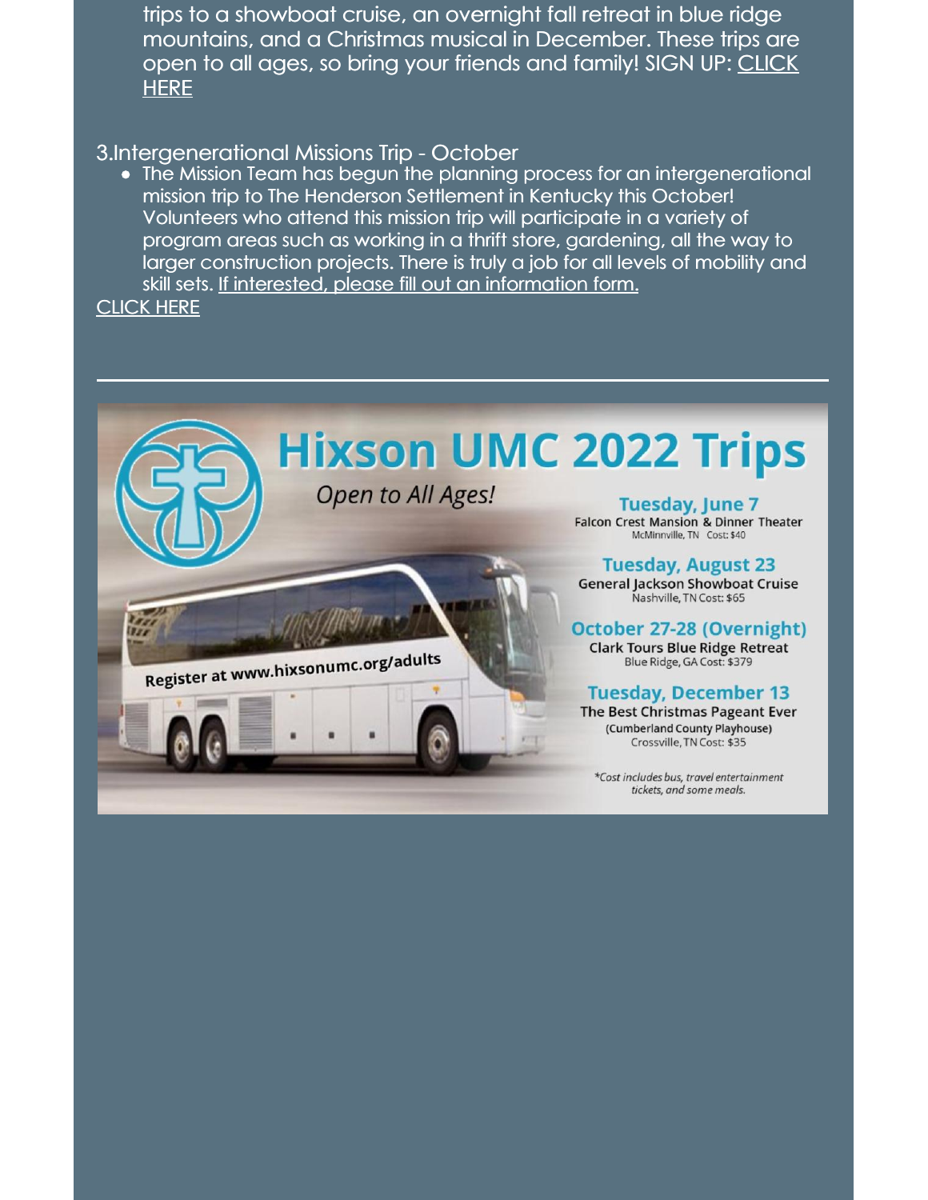trips to a showboat cruise, an overnight fall retreat in blue ridge mountains, and a Christmas musical in December. These trips are open to all ages, so bring your friends and family! SIGN UP: CLICK HERE

3.Intergenerational Missions Trip - October

- The Mission Team has begun the planning process for an intergenerational mission trip to The Henderson Settlement in Kentucky this October! Volunteers who attend this mission trip will participate in a variety of program areas such as working in a thrift store, gardening, all the way to larger construction projects. There is truly a job for all levels of mobility and skill sets. If interested, please fill out an information form.

CLICK HERE

---

# Hixson UMC 2022 Trips

*Open to All Ages!*

Register at www.hixsonumc.org/adults

**Tuesday, June 7**
Falcon Crest Mansion & Dinner Theater
McMinnville, TN Cost: $40

**Tuesday, August 23**
General Jackson Showboat Cruise
Nashville, TN Cost: $65

**October 27-28 (Overnight)**
Clark Tours Blue Ridge Retreat
Blue Ridge, GA Cost: $379

**Tuesday, December 13**
The Best Christmas Pageant Ever
(Cumberland County Playhouse)
Crossville, TN Cost: $35

*\*Cost includes bus, travel entertainment tickets, and some meals.*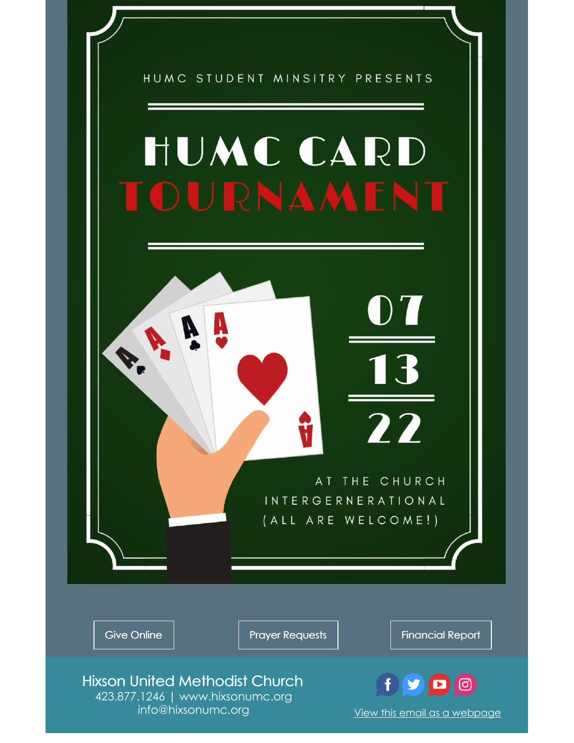HUMC STUDENT MINSITRY PRESENTS

# HUMC CARD TOURNAMENT

07

13

22

AT THE CHURCH

INTERGERNERATIONAL

(ALL ARE WELCOME!)

Give Online | Prayer Requests | Financial Report

Hixson United Methodist Church
423.877.1246 | www.hixsonumc.org
info@hixsonumc.org

View this email as a webpage